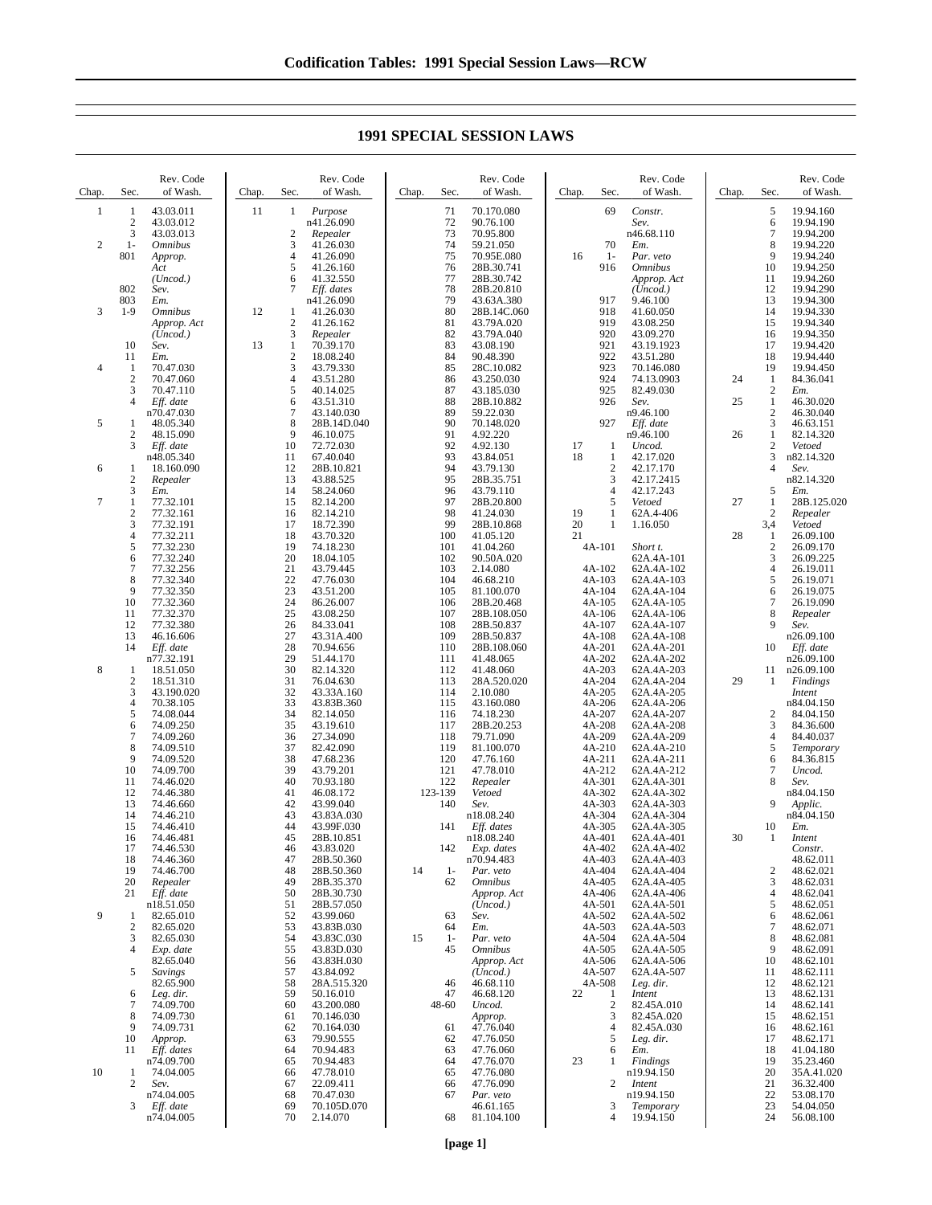# 1991 SPECIAL SESSION LAWS

| Chap. | Sec. | Rev. Code of Wash. |
|---|---|---|
| 1 | 1 | 43.03.011 |
| | 2 | 43.03.012 |
| | 3 | 43.03.013 |
| 2 | 1-801 | *Omnibus Approp. Act (Uncod.)* |
| | 802 | *Sev.* |
| | 803 | *Em.* |
| 3 | 1-9 | *Omnibus Approp. Act (Uncod.)* |
| | 10 | *Sev.* |
| | 11 | *Em.* |
| 4 | 1 | 70.47.030 |
| | 2 | 70.47.060 |
| | 3 | 70.47.110 |
| | 4 | *Eff. date* n70.47.030 |
| 5 | 1 | 48.05.340 |
| | 2 | 48.15.090 |
| | 3 | *Eff. date* n48.05.340 |
| 6 | 1 | 18.160.090 |
| | 2 | *Repealer* |
| | 3 | *Em.* |
| 7 | 1 | 77.32.101 |
| | 2 | 77.32.161 |
| | 3 | 77.32.191 |
| | 4 | 77.32.211 |
| | 5 | 77.32.230 |
| | 6 | 77.32.240 |
| | 7 | 77.32.256 |
| | 8 | 77.32.340 |
| | 9 | 77.32.350 |
| | 10 | 77.32.360 |
| | 11 | 77.32.370 |
| | 12 | 77.32.380 |
| | 13 | 46.16.606 |
| | 14 | *Eff. date* n77.32.191 |
| 8 | 1 | 18.51.050 |
| | 2 | 18.51.310 |
| | 3 | 43.190.020 |
| | 4 | 70.38.105 |
| | 5 | 74.08.044 |
| | 6 | 74.09.250 |
| | 7 | 74.09.260 |
| | 8 | 74.09.510 |
| | 9 | 74.09.520 |
| | 10 | 74.09.700 |
| | 11 | 74.46.020 |
| | 12 | 74.46.380 |
| | 13 | 74.46.660 |
| | 14 | 74.46.210 |
| | 15 | 74.46.410 |
| | 16 | 74.46.481 |
| | 17 | 74.46.530 |
| | 18 | 74.46.360 |
| | 19 | 74.46.700 |
| | 20 | *Repealer* |
| | 21 | *Eff. date* n18.51.050 |
| 9 | 1 | 82.65.010 |
| | 2 | 82.65.020 |
| | 3 | 82.65.030 |
| | 4 | *Exp. date* 82.65.040 |
| | 5 | *Savings* 82.65.900 |
| | 6 | *Leg. dir.* |
| | 7 | 74.09.700 |
| | 8 | 74.09.730 |
| | 9 | 74.09.731 |
| | 10 | *Approp.* |
| | 11 | *Eff. dates* n74.09.700 |
| 10 | 1 | 74.04.005 |
| | 2 | *Sev.* n74.04.005 |
| | 3 | *Eff. date* n74.04.005 |
| 11 | 1 | *Purpose* n41.26.090 |
| | 2 | *Repealer* |
| | 3 | 41.26.030 |
| | 4 | 41.26.090 |
| | 5 | 41.26.160 |
| | 6 | 41.32.550 |
| | 7 | *Eff. dates* n41.26.090 |
| 12 | 1 | 41.26.030 |
| | 2 | 41.26.162 |
| | 3 | *Repealer* |
| 13 | 1 | 70.39.170 |
| | 2 | 18.08.240 |
| | 3 | 43.79.330 |
| | 4 | 43.51.280 |
| | 5 | 40.14.025 |
| | 6 | 43.51.310 |
| | 7 | 43.140.030 |
| | 8 | 28B.14D.040 |
| | 9 | 46.10.075 |
| | 10 | 72.72.030 |
| | 11 | 67.40.040 |
| | 12 | 28B.10.821 |
| | 13 | 43.88.525 |
| | 14 | 58.24.060 |
| | 15 | 82.14.200 |
| | 16 | 82.14.210 |
| | 17 | 18.72.390 |
| | 18 | 43.70.320 |
| | 19 | 74.18.230 |
| | 20 | 18.04.105 |
| | 21 | 43.79.445 |
| | 22 | 47.76.030 |
| | 23 | 43.51.200 |
| | 24 | 86.26.007 |
| | 25 | 43.08.250 |
| | 26 | 84.33.041 |
| | 27 | 43.31A.400 |
| | 28 | 70.94.656 |
| | 29 | 51.44.170 |
| | 30 | 82.14.320 |
| | 31 | 76.04.630 |
| | 32 | 43.33A.160 |
| | 33 | 43.83B.360 |
| | 34 | 82.14.050 |
| | 35 | 43.19.610 |
| | 36 | 27.34.090 |
| | 37 | 82.42.090 |
| | 38 | 47.68.236 |
| | 39 | 43.79.201 |
| | 40 | 70.93.180 |
| | 41 | 46.08.172 |
| | 42 | 43.99.040 |
| | 43 | 43.83A.030 |
| | 44 | 43.99F.030 |
| | 45 | 28B.10.851 |
| | 46 | 43.83.020 |
| | 47 | 28B.50.360 |
| | 48 | 28B.50.360 |
| | 49 | 28B.35.370 |
| | 50 | 28B.30.730 |
| | 51 | 28B.57.050 |
| | 52 | 43.99.060 |
| | 53 | 43.83B.030 |
| | 54 | 43.83C.030 |
| | 55 | 43.83D.030 |
| | 56 | 43.83H.030 |
| | 57 | 43.84.092 |
| | 58 | 28A.515.320 |
| | 59 | 50.16.010 |
| | 60 | 43.200.080 |
| | 61 | 70.146.030 |
| | 62 | 70.164.030 |
| | 63 | 79.90.555 |
| | 64 | 70.94.483 |
| | 65 | 70.94.483 |
| | 66 | 47.78.010 |
| | 67 | 22.09.411 |
| | 68 | 70.47.030 |
| | 69 | 70.105D.070 |
| | 70 | 2.14.070 |
| | 71 | 70.170.080 |
| | 72 | 90.76.100 |
| | 73 | 70.95.800 |
| | 74 | 59.21.050 |
| | 75 | 70.95E.080 |
| | 76 | 28B.30.741 |
| | 77 | 28B.30.742 |
| | 78 | 28B.20.810 |
| | 79 | 43.63A.380 |
| | 80 | 28B.14C.060 |
| | 81 | 43.79A.020 |
| | 82 | 43.79A.040 |
| | 83 | 43.08.190 |
| | 84 | 90.48.390 |
| | 85 | 28C.10.082 |
| | 86 | 43.250.030 |
| | 87 | 43.185.030 |
| | 88 | 28B.10.882 |
| | 89 | 59.22.030 |
| | 90 | 70.148.020 |
| | 91 | 4.92.220 |
| | 92 | 4.92.130 |
| | 93 | 43.84.051 |
| | 94 | 43.79.130 |
| | 95 | 28B.35.751 |
| | 96 | 43.79.110 |
| | 97 | 28B.20.800 |
| | 98 | 41.24.030 |
| | 99 | 28B.10.868 |
| | 100 | 41.05.120 |
| | 101 | 41.04.260 |
| | 102 | 90.50A.020 |
| | 103 | 2.14.080 |
| | 104 | 46.68.210 |
| | 105 | 81.100.070 |
| | 106 | 28B.20.468 |
| | 107 | 28B.108.050 |
| | 108 | 28B.50.837 |
| | 109 | 28B.50.837 |
| | 110 | 28B.108.060 |
| | 111 | 41.48.065 |
| | 112 | 41.48.060 |
| | 113 | 28A.520.020 |
| | 114 | 2.10.080 |
| | 115 | 43.160.080 |
| | 116 | 74.18.230 |
| | 117 | 28B.20.253 |
| | 118 | 79.71.090 |
| | 119 | 81.100.070 |
| | 120 | 47.76.160 |
| | 121 | 47.78.010 |
| | 122 | *Repealer* |
| | 123-139 | *Vetoed* |
| | 140 | *Sev.* n18.08.240 |
| | 141 | *Eff. dates* n18.08.240 |
| | 142 | *Exp. dates* n70.94.483 |
| 14 | 1-62 | *Par. veto Omnibus Approp. Act (Uncod.)* |
| | 63 | *Sev.* |
| | 64 | *Em.* |
| 15 | 1-45 | *Par. veto Omnibus Approp. Act (Uncod.)* |
| | 46 | 46.68.110 |
| | 47 | 46.68.120 |
| | 48-60 | *Uncod. Approp.* |
| | 61 | 47.76.040 |
| | 62 | 47.76.050 |
| | 63 | 47.76.060 |
| | 64 | 47.76.070 |
| | 65 | 47.76.080 |
| | 66 | 47.76.090 |
| | 67 | *Par. veto* 46.61.165 |
| | 68 | 81.104.100 |
| | 69 | *Constr. Sev.* n46.68.110 |
| | 70 | *Em.* |
| 16 | 1-916 | *Par. veto Omnibus Approp. Act (Uncod.)* |
| | 917 | 9.46.100 |
| | 918 | 41.60.050 |
| | 919 | 43.08.250 |
| | 920 | 43.09.270 |
| | 921 | 43.19.1923 |
| | 922 | 43.51.280 |
| | 923 | 70.146.080 |
| | 924 | 74.13.0903 |
| | 925 | 82.49.030 |
| | 926 | *Sev.* n9.46.100 |
| | 927 | *Eff. date* n9.46.100 |
| 17 | 1 | *Uncod.* |
| 18 | 1 | 42.17.020 |
| | 2 | 42.17.170 |
| | 3 | 42.17.2415 |
| | 4 | 42.17.243 |
| | 5 | *Vetoed* |
| 19 | 1 | 62A.4-406 |
| 20 | 1 | 1.16.050 |
| 21 | 4A-101 | *Short t.* 62A.4A-101 |
| | 4A-102 | 62A.4A-102 |
| | 4A-103 | 62A.4A-103 |
| | 4A-104 | 62A.4A-104 |
| | 4A-105 | 62A.4A-105 |
| | 4A-106 | 62A.4A-106 |
| | 4A-107 | 62A.4A-107 |
| | 4A-108 | 62A.4A-108 |
| | 4A-201 | 62A.4A-201 |
| | 4A-202 | 62A.4A-202 |
| | 4A-203 | 62A.4A-203 |
| | 4A-204 | 62A.4A-204 |
| | 4A-205 | 62A.4A-205 |
| | 4A-206 | 62A.4A-206 |
| | 4A-207 | 62A.4A-207 |
| | 4A-208 | 62A.4A-208 |
| | 4A-209 | 62A.4A-209 |
| | 4A-210 | 62A.4A-210 |
| | 4A-211 | 62A.4A-211 |
| | 4A-212 | 62A.4A-212 |
| | 4A-301 | 62A.4A-301 |
| | 4A-302 | 62A.4A-302 |
| | 4A-303 | 62A.4A-303 |
| | 4A-304 | 62A.4A-304 |
| | 4A-305 | 62A.4A-305 |
| | 4A-401 | 62A.4A-401 |
| | 4A-402 | 62A.4A-402 |
| | 4A-403 | 62A.4A-403 |
| | 4A-404 | 62A.4A-404 |
| | 4A-405 | 62A.4A-405 |
| | 4A-406 | 62A.4A-406 |
| | 4A-501 | 62A.4A-501 |
| | 4A-502 | 62A.4A-502 |
| | 4A-503 | 62A.4A-503 |
| | 4A-504 | 62A.4A-504 |
| | 4A-505 | 62A.4A-505 |
| | 4A-506 | 62A.4A-506 |
| | 4A-507 | 62A.4A-507 |
| | 4A-508 | *Leg. dir.* |
| 22 | 1 | *Intent* |
| | 2 | 82.45A.010 |
| | 3 | 82.45A.020 |
| | 4 | 82.45A.030 |
| | 5 | *Leg. dir.* |
| | 6 | *Em.* |
| 23 | 1 | *Findings* n19.94.150 |
| | 2 | *Intent* n19.94.150 |
| | 3 | *Temporary* |
| | 4 | 19.94.150 |
| | 5 | 19.94.160 |
| | 6 | 19.94.190 |
| | 7 | 19.94.200 |
| | 8 | 19.94.220 |
| | 9 | 19.94.240 |
| | 10 | 19.94.250 |
| | 11 | 19.94.260 |
| | 12 | 19.94.290 |
| | 13 | 19.94.300 |
| | 14 | 19.94.330 |
| | 15 | 19.94.340 |
| | 16 | 19.94.350 |
| | 17 | 19.94.420 |
| | 18 | 19.94.440 |
| | 19 | 19.94.450 |
| 24 | 1 | 84.36.041 |
| | 2 | *Em.* |
| 25 | 1 | 46.30.020 |
| | 2 | 46.30.040 |
| | 3 | 46.63.151 |
| 26 | 1 | 82.14.320 |
| | 2 | *Vetoed* |
| | 3 | n82.14.320 |
| | 4 | *Sev.* n82.14.320 |
| | 5 | *Em.* |
| 27 | 1 | 28B.125.020 |
| | 2 | *Repealer* |
| | 3,4 | *Vetoed* |
| 28 | 1 | 26.09.100 |
| | 2 | 26.09.170 |
| | 3 | 26.09.225 |
| | 4 | 26.19.011 |
| | 5 | 26.19.071 |
| | 6 | 26.19.075 |
| | 7 | 26.19.090 |
| | 8 | *Repealer* |
| | 9 | *Sev.* n26.09.100 |
| | 10 | *Eff. date* n26.09.100 |
| | 11 | n26.09.100 |
| 29 | 1 | *Findings Intent* n84.04.150 |
| | 2 | 84.04.150 |
| | 3 | 84.36.600 |
| | 4 | 84.40.037 |
| | 5 | *Temporary* |
| | 6 | 84.36.815 |
| | 7 | *Uncod.* |
| | 8 | *Sev.* n84.04.150 |
| | 9 | *Applic.* n84.04.150 |
| | 10 | *Em.* |
| 30 | 1 | *Intent Constr.* 48.62.011 |
| | 2 | 48.62.021 |
| | 3 | 48.62.031 |
| | 4 | 48.62.041 |
| | 5 | 48.62.051 |
| | 6 | 48.62.061 |
| | 7 | 48.62.071 |
| | 8 | 48.62.081 |
| | 9 | 48.62.091 |
| | 10 | 48.62.101 |
| | 11 | 48.62.111 |
| | 12 | 48.62.121 |
| | 13 | 48.62.131 |
| | 14 | 48.62.141 |
| | 15 | 48.62.151 |
| | 16 | 48.62.161 |
| | 17 | 48.62.171 |
| | 18 | 41.04.180 |
| | 19 | 35.23.460 |
| | 20 | 35A.41.020 |
| | 21 | 36.32.400 |
| | 22 | 53.08.170 |
| | 23 | 54.04.050 |
| | 24 | 56.08.100 |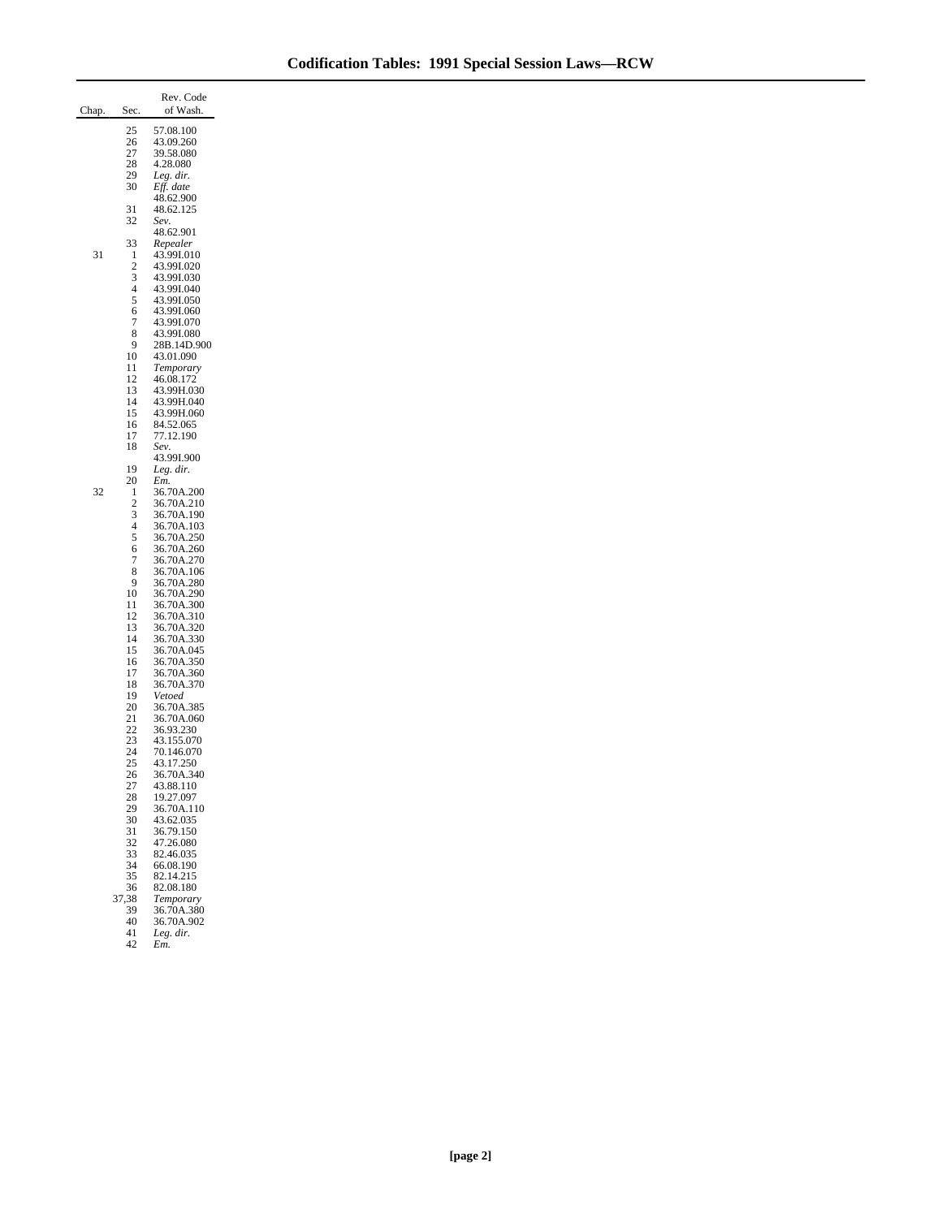| Chap. | Sec. | Rev. Code of Wash. |
|---|---|---|
| | 25 | 57.08.100 |
| | 26 | 43.09.260 |
| | 27 | 39.58.080 |
| | 28 | 4.28.080 |
| | 29 | *Leg. dir.* |
| | 30 | *Eff. date* 48.62.900 |
| | 31 | 48.62.125 |
| | 32 | *Sev.* 48.62.901 |
| | 33 | *Repealer* |
| 31 | 1 | 43.99I.010 |
| | 2 | 43.99I.020 |
| | 3 | 43.99I.030 |
| | 4 | 43.99I.040 |
| | 5 | 43.99I.050 |
| | 6 | 43.99I.060 |
| | 7 | 43.99I.070 |
| | 8 | 43.99I.080 |
| | 9 | 28B.14D.900 |
| | 10 | 43.01.090 |
| | 11 | *Temporary* |
| | 12 | 46.08.172 |
| | 13 | 43.99H.030 |
| | 14 | 43.99H.040 |
| | 15 | 43.99H.060 |
| | 16 | 84.52.065 |
| | 17 | 77.12.190 |
| | 18 | *Sev.* 43.99I.900 |
| | 19 | *Leg. dir.* |
| | 20 | *Em.* |
| 32 | 1 | 36.70A.200 |
| | 2 | 36.70A.210 |
| | 3 | 36.70A.190 |
| | 4 | 36.70A.103 |
| | 5 | 36.70A.250 |
| | 6 | 36.70A.260 |
| | 7 | 36.70A.270 |
| | 8 | 36.70A.106 |
| | 9 | 36.70A.280 |
| | 10 | 36.70A.290 |
| | 11 | 36.70A.300 |
| | 12 | 36.70A.310 |
| | 13 | 36.70A.320 |
| | 14 | 36.70A.330 |
| | 15 | 36.70A.045 |
| | 16 | 36.70A.350 |
| | 17 | 36.70A.360 |
| | 18 | 36.70A.370 |
| | 19 | *Vetoed* |
| | 20 | 36.70A.385 |
| | 21 | 36.70A.060 |
| | 22 | 36.93.230 |
| | 23 | 43.155.070 |
| | 24 | 70.146.070 |
| | 25 | 43.17.250 |
| | 26 | 36.70A.340 |
| | 27 | 43.88.110 |
| | 28 | 19.27.097 |
| | 29 | 36.70A.110 |
| | 30 | 43.62.035 |
| | 31 | 36.79.150 |
| | 32 | 47.26.080 |
| | 33 | 82.46.035 |
| | 34 | 66.08.190 |
| | 35 | 82.14.215 |
| | 36 | 82.08.180 |
| | 37,38 | *Temporary* |
| | 39 | 36.70A.380 |
| | 40 | 36.70A.902 |
| | 41 | *Leg. dir.* |
| | 42 | *Em.* |